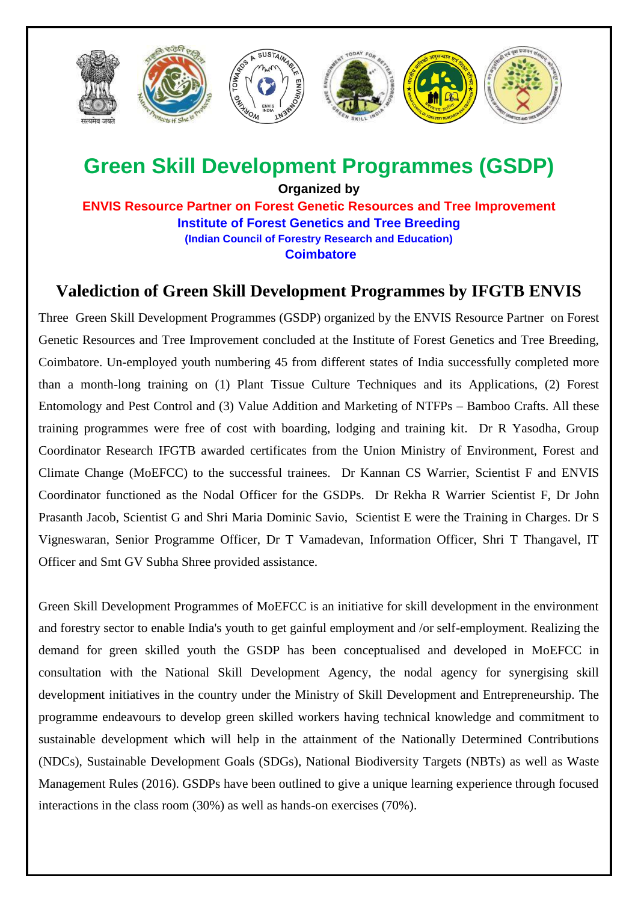# Green Skill Development Programmes (GSDP)

**Organized by**

**ENVIS Resource Partner on Forest Genetic Resources and Tree Improvement**

**Institute of Forest Genetics and Tree Breeding**

**(Indian Council of Forestry Research and Education)**

**Coimbatore**

## Valediction of Green Skill Development Programmes by IFGTB ENVIS

Three Green Skill Development Programmes (GSDP) organized by the ENVIS Resource Partner on Forest Genetic Resources and Tree Improvement concluded at the Institute of Forest Genetics and Tree Breeding, Coimbatore. Un-employed youth numbering 45 from different states of India successfully completed more than a month-long training on (1) Plant Tissue Culture Techniques and its Applications, (2) Forest Entomology and Pest Control and (3) Value Addition and Marketing of NTFPs – Bamboo Crafts. All these training programmes were free of cost with boarding, lodging and training kit. Dr R Yasodha, Group Coordinator Research IFGTB awarded certificates from the Union Ministry of Environment, Forest and Climate Change (MoEFCC) to the successful trainees. Dr Kannan CS Warrier, Scientist F and ENVIS Coordinator functioned as the Nodal Officer for the GSDPs. Dr Rekha R Warrier Scientist F, Dr John Prasanth Jacob, Scientist G and Shri Maria Dominic Savio, Scientist E were the Training in Charges. Dr S Vigneswaran, Senior Programme Officer, Dr T Vamadevan, Information Officer, Shri T Thangavel, IT Officer and Smt GV Subha Shree provided assistance.

Green Skill Development Programmes of MoEFCC is an initiative for skill development in the environment and forestry sector to enable India's youth to get gainful employment and /or self-employment. Realizing the demand for green skilled youth the GSDP has been conceptualised and developed in MoEFCC in consultation with the National Skill Development Agency, the nodal agency for synergising skill development initiatives in the country under the Ministry of Skill Development and Entrepreneurship. The programme endeavours to develop green skilled workers having technical knowledge and commitment to sustainable development which will help in the attainment of the Nationally Determined Contributions (NDCs), Sustainable Development Goals (SDGs), National Biodiversity Targets (NBTs) as well as Waste Management Rules (2016). GSDPs have been outlined to give a unique learning experience through focused interactions in the class room (30%) as well as hands-on exercises (70%).